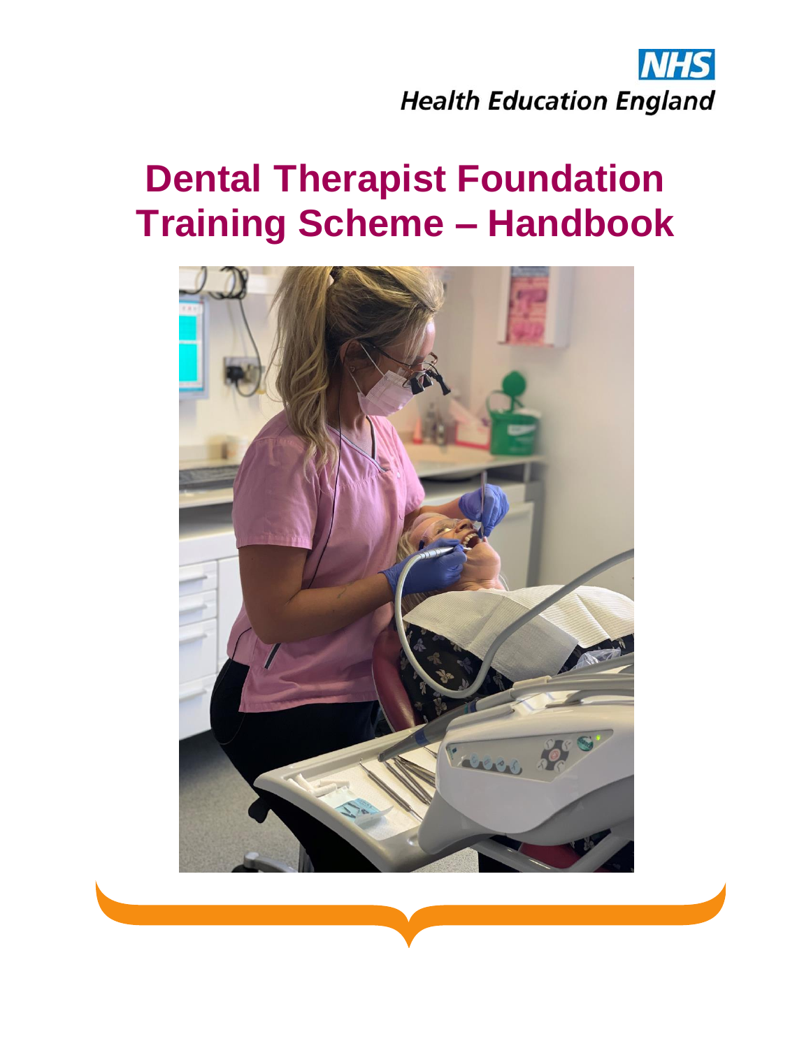NHS
Health Education England

# Dental Therapist Foundation Training Scheme – Handbook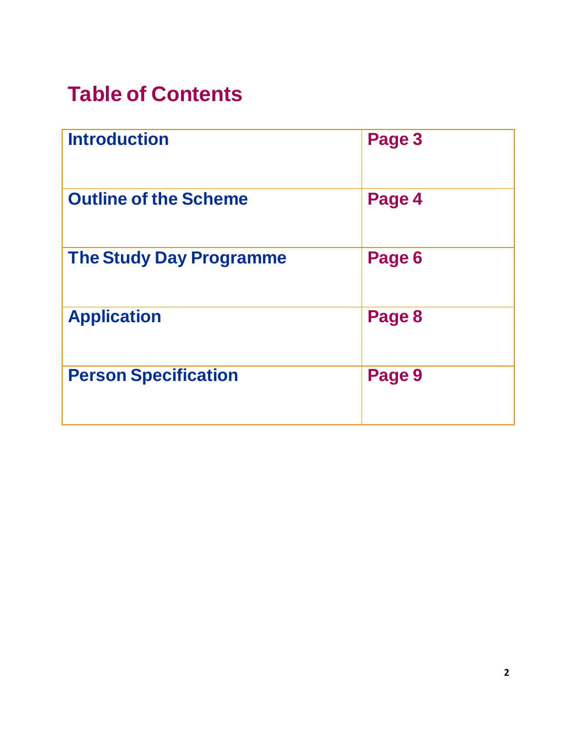# Table of Contents

| Introduction | Page 3 |
|---|---|
| Outline of the Scheme | Page 4 |
| The Study Day Programme | Page 6 |
| Application | Page 8 |
| Person Specification | Page 9 |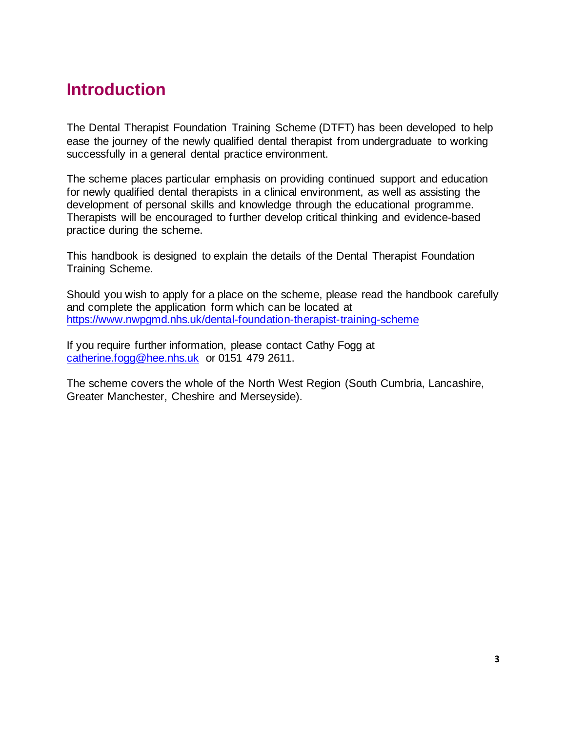# Introduction

The Dental Therapist Foundation Training Scheme (DTFT) has been developed to help ease the journey of the newly qualified dental therapist from undergraduate to working successfully in a general dental practice environment.

The scheme places particular emphasis on providing continued support and education for newly qualified dental therapists in a clinical environment, as well as assisting the development of personal skills and knowledge through the educational programme. Therapists will be encouraged to further develop critical thinking and evidence-based practice during the scheme.

This handbook is designed to explain the details of the Dental Therapist Foundation Training Scheme.

Should you wish to apply for a place on the scheme, please read the handbook carefully and complete the application form which can be located at https://www.nwpgmd.nhs.uk/dental-foundation-therapist-training-scheme

If you require further information, please contact Cathy Fogg at catherine.fogg@hee.nhs.uk or 0151 479 2611.

The scheme covers the whole of the North West Region (South Cumbria, Lancashire, Greater Manchester, Cheshire and Merseyside).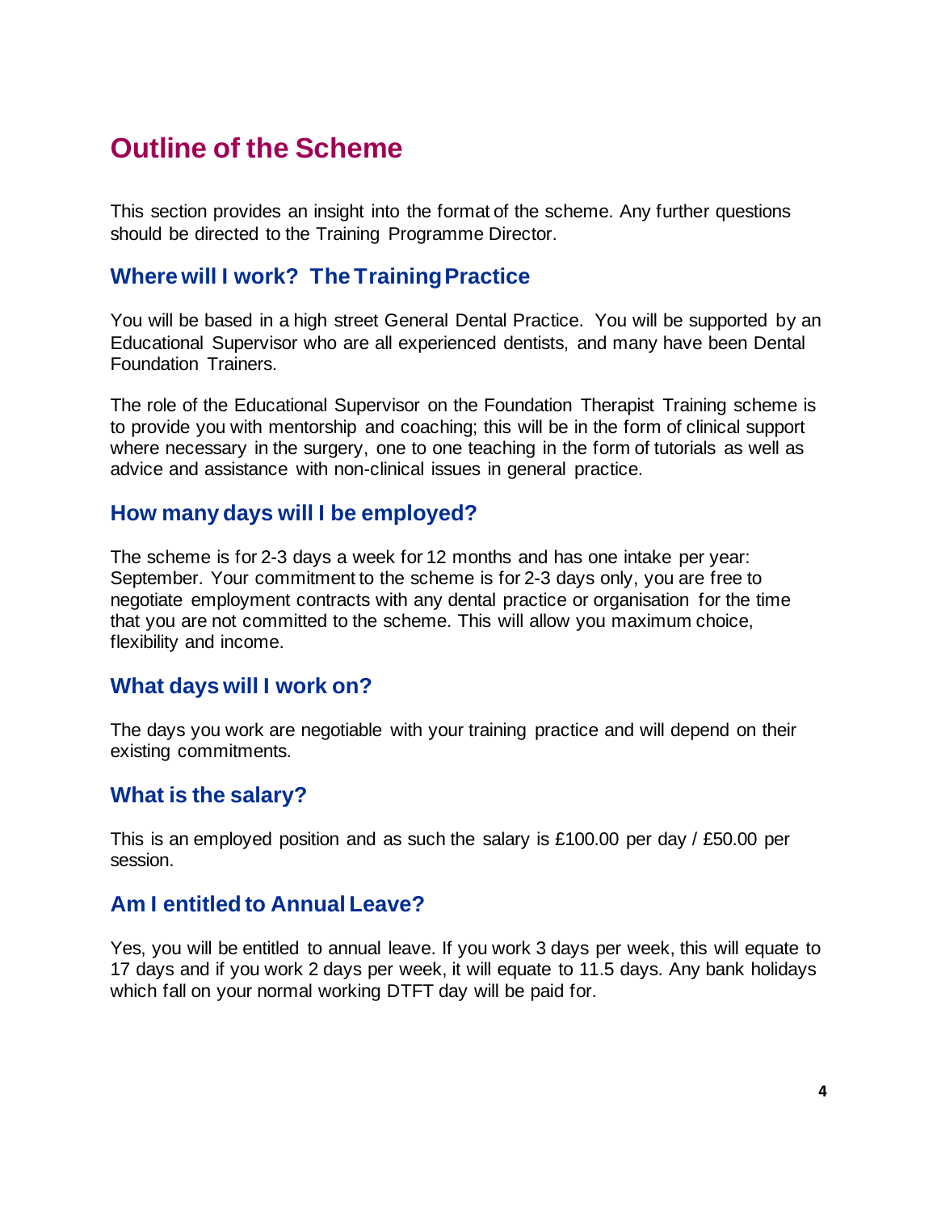# Outline of the Scheme

This section provides an insight into the format of the scheme. Any further questions should be directed to the Training Programme Director.

## Where will I work? The Training Practice

You will be based in a high street General Dental Practice. You will be supported by an Educational Supervisor who are all experienced dentists, and many have been Dental Foundation Trainers.

The role of the Educational Supervisor on the Foundation Therapist Training scheme is to provide you with mentorship and coaching; this will be in the form of clinical support where necessary in the surgery, one to one teaching in the form of tutorials as well as advice and assistance with non-clinical issues in general practice.

## How many days will I be employed?

The scheme is for 2-3 days a week for 12 months and has one intake per year: September. Your commitment to the scheme is for 2-3 days only, you are free to negotiate employment contracts with any dental practice or organisation for the time that you are not committed to the scheme. This will allow you maximum choice, flexibility and income.

## What days will I work on?

The days you work are negotiable with your training practice and will depend on their existing commitments.

## What is the salary?

This is an employed position and as such the salary is £100.00 per day / £50.00 per session.

## Am I entitled to Annual Leave?

Yes, you will be entitled to annual leave. If you work 3 days per week, this will equate to 17 days and if you work 2 days per week, it will equate to 11.5 days. Any bank holidays which fall on your normal working DTFT day will be paid for.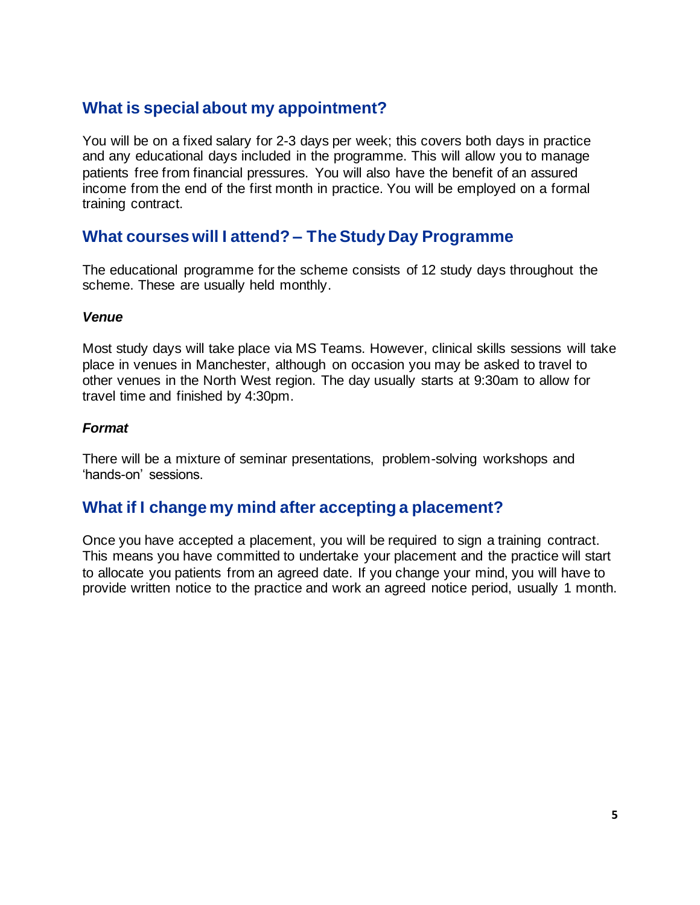## What is special about my appointment?

You will be on a fixed salary for 2-3 days per week; this covers both days in practice and any educational days included in the programme. This will allow you to manage patients free from financial pressures. You will also have the benefit of an assured income from the end of the first month in practice. You will be employed on a formal training contract.

## What courses will I attend? – The Study Day Programme

The educational programme for the scheme consists of 12 study days throughout the scheme. These are usually held monthly.

### *Venue*

Most study days will take place via MS Teams. However, clinical skills sessions will take place in venues in Manchester, although on occasion you may be asked to travel to other venues in the North West region. The day usually starts at 9:30am to allow for travel time and finished by 4:30pm.

### *Format*

There will be a mixture of seminar presentations, problem-solving workshops and 'hands-on' sessions.

## What if I change my mind after accepting a placement?

Once you have accepted a placement, you will be required to sign a training contract. This means you have committed to undertake your placement and the practice will start to allocate you patients from an agreed date. If you change your mind, you will have to provide written notice to the practice and work an agreed notice period, usually 1 month.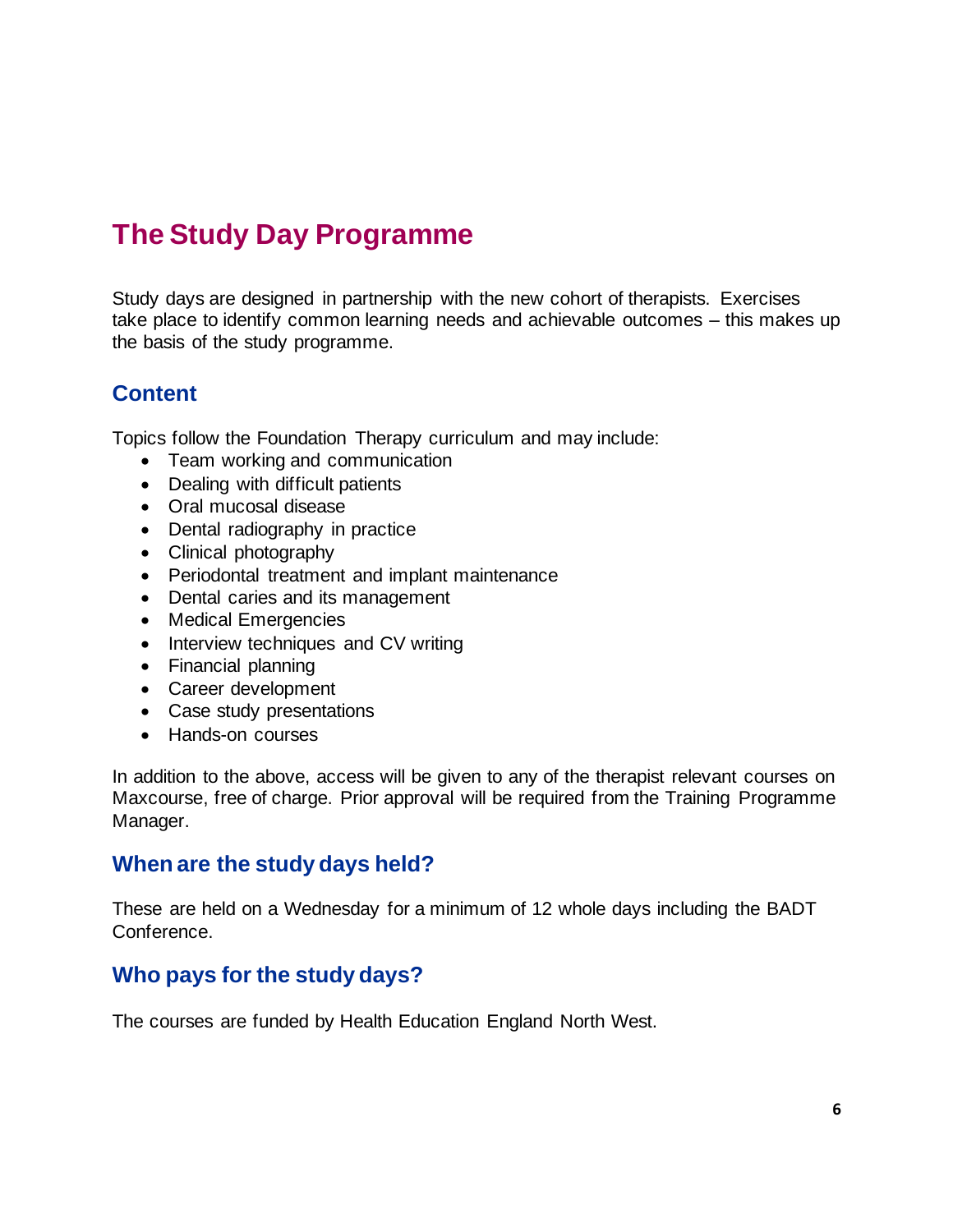# The Study Day Programme

Study days are designed in partnership with the new cohort of therapists. Exercises take place to identify common learning needs and achievable outcomes – this makes up the basis of the study programme.

## Content

Topics follow the Foundation Therapy curriculum and may include:

- Team working and communication
- Dealing with difficult patients
- Oral mucosal disease
- Dental radiography in practice
- Clinical photography
- Periodontal treatment and implant maintenance
- Dental caries and its management
- Medical Emergencies
- Interview techniques and CV writing
- Financial planning
- Career development
- Case study presentations
- Hands-on courses

In addition to the above, access will be given to any of the therapist relevant courses on Maxcourse, free of charge. Prior approval will be required from the Training Programme Manager.

## When are the study days held?

These are held on a Wednesday for a minimum of 12 whole days including the BADT Conference.

## Who pays for the study days?

The courses are funded by Health Education England North West.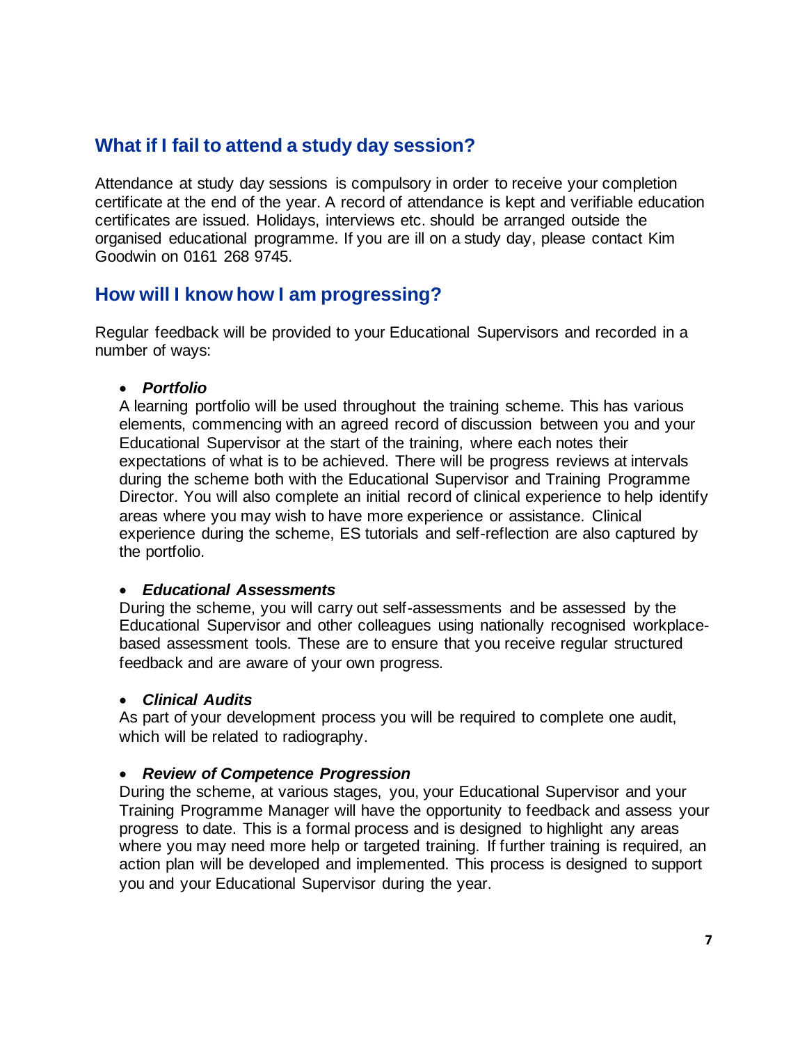## What if I fail to attend a study day session?

Attendance at study day sessions is compulsory in order to receive your completion certificate at the end of the year. A record of attendance is kept and verifiable education certificates are issued. Holidays, interviews etc. should be arranged outside the organised educational programme. If you are ill on a study day, please contact Kim Goodwin on 0161 268 9745.

## How will I know how I am progressing?

Regular feedback will be provided to your Educational Supervisors and recorded in a number of ways:

- ***Portfolio***
  A learning portfolio will be used throughout the training scheme. This has various elements, commencing with an agreed record of discussion between you and your Educational Supervisor at the start of the training, where each notes their expectations of what is to be achieved. There will be progress reviews at intervals during the scheme both with the Educational Supervisor and Training Programme Director. You will also complete an initial record of clinical experience to help identify areas where you may wish to have more experience or assistance. Clinical experience during the scheme, ES tutorials and self-reflection are also captured by the portfolio.

- ***Educational Assessments***
  During the scheme, you will carry out self-assessments and be assessed by the Educational Supervisor and other colleagues using nationally recognised workplace-based assessment tools. These are to ensure that you receive regular structured feedback and are aware of your own progress.

- ***Clinical Audits***
  As part of your development process you will be required to complete one audit, which will be related to radiography.

- ***Review of Competence Progression***
  During the scheme, at various stages, you, your Educational Supervisor and your Training Programme Manager will have the opportunity to feedback and assess your progress to date. This is a formal process and is designed to highlight any areas where you may need more help or targeted training. If further training is required, an action plan will be developed and implemented. This process is designed to support you and your Educational Supervisor during the year.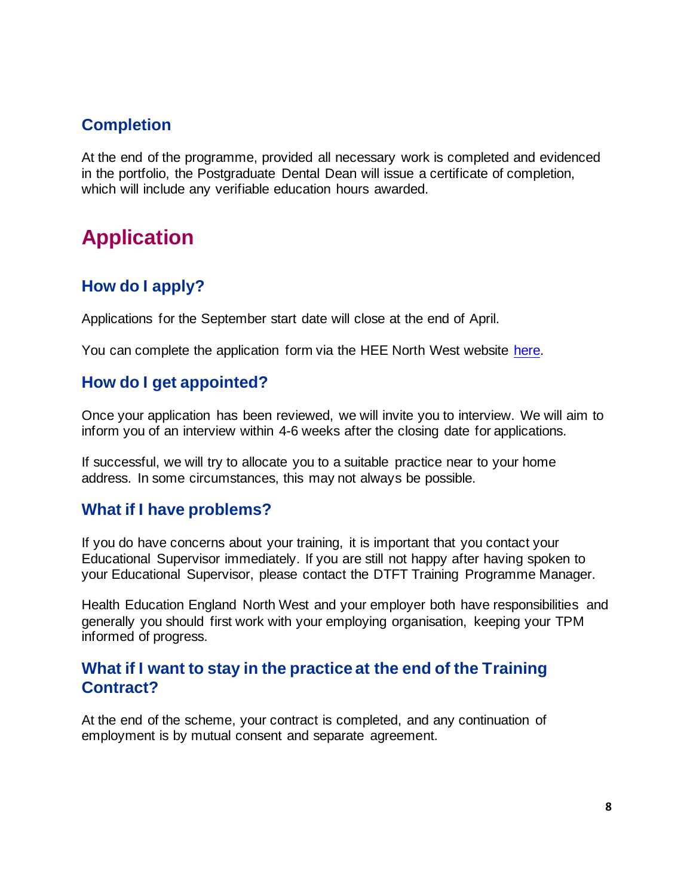### Completion

At the end of the programme, provided all necessary work is completed and evidenced in the portfolio, the Postgraduate Dental Dean will issue a certificate of completion, which will include any verifiable education hours awarded.

## Application

### How do I apply?

Applications for the September start date will close at the end of April.

You can complete the application form via the HEE North West website here.

### How do I get appointed?

Once your application has been reviewed, we will invite you to interview. We will aim to inform you of an interview within 4-6 weeks after the closing date for applications.

If successful, we will try to allocate you to a suitable practice near to your home address. In some circumstances, this may not always be possible.

### What if I have problems?

If you do have concerns about your training, it is important that you contact your Educational Supervisor immediately. If you are still not happy after having spoken to your Educational Supervisor, please contact the DTFT Training Programme Manager.

Health Education England North West and your employer both have responsibilities and generally you should first work with your employing organisation, keeping your TPM informed of progress.

### What if I want to stay in the practice at the end of the Training Contract?

At the end of the scheme, your contract is completed, and any continuation of employment is by mutual consent and separate agreement.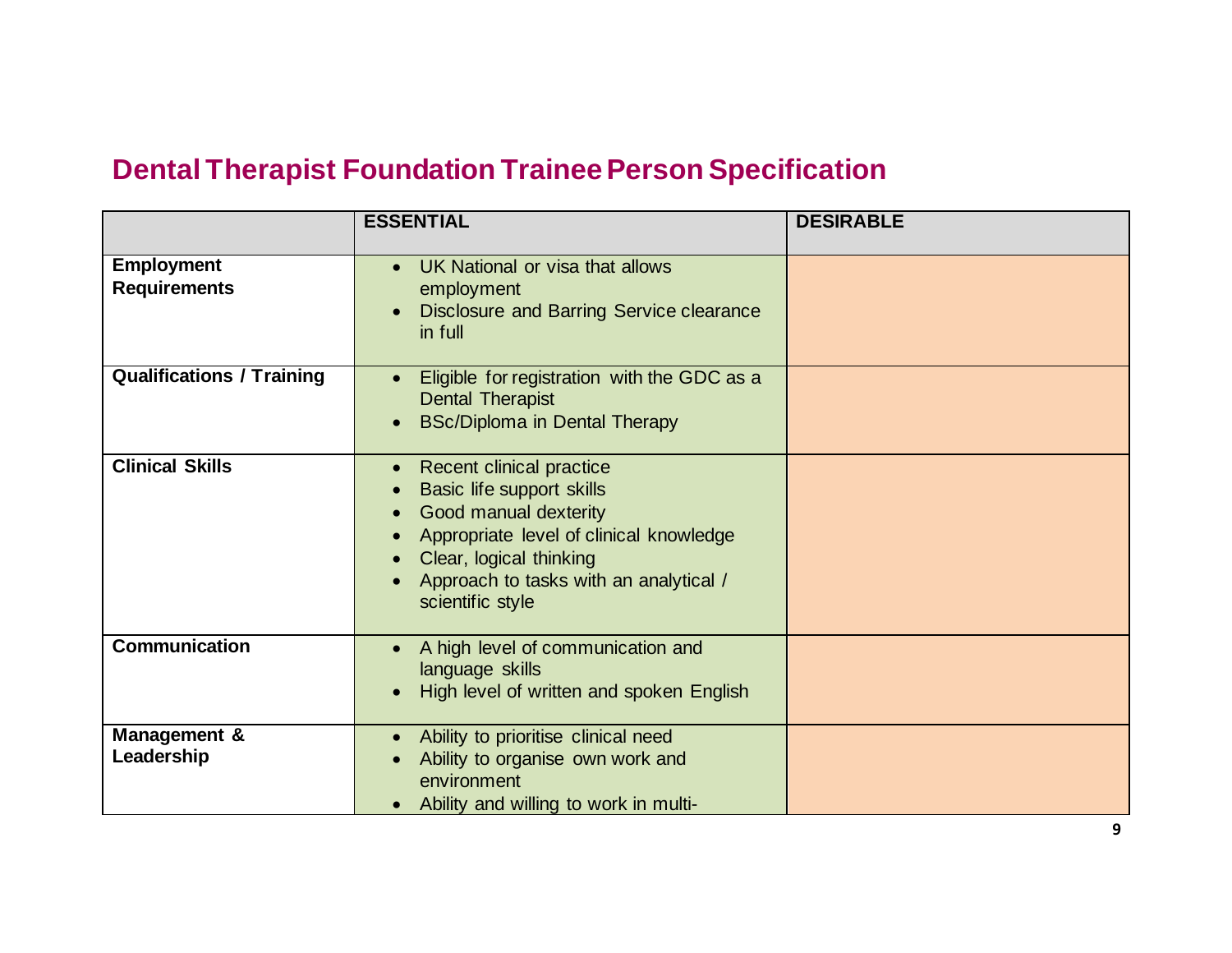## Dental Therapist Foundation Trainee Person Specification

| | ESSENTIAL | DESIRABLE |
|---|---|---|
| **Employment Requirements** | • UK National or visa that allows employment<br>• Disclosure and Barring Service clearance in full | |
| **Qualifications / Training** | • Eligible for registration with the GDC as a Dental Therapist<br>• BSc/Diploma in Dental Therapy | |
| **Clinical Skills** | • Recent clinical practice<br>• Basic life support skills<br>• Good manual dexterity<br>• Appropriate level of clinical knowledge<br>• Clear, logical thinking<br>• Approach to tasks with an analytical / scientific style | |
| **Communication** | • A high level of communication and language skills<br>• High level of written and spoken English | |
| **Management & Leadership** | • Ability to prioritise clinical need<br>• Ability to organise own work and environment<br>• Ability and willing to work in multi- | |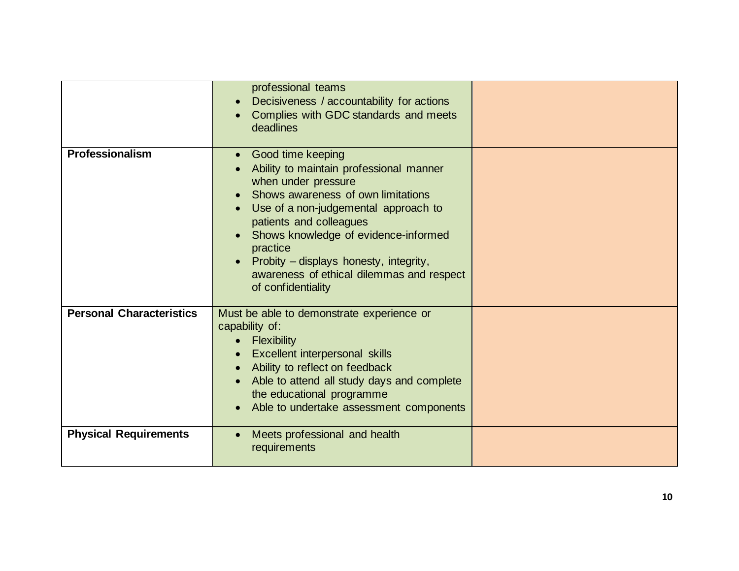| | | |
|---|---|---|
| | professional teams<br>• Decisiveness / accountability for actions<br>• Complies with GDC standards and meets deadlines | |
| **Professionalism** | • Good time keeping<br>• Ability to maintain professional manner when under pressure<br>• Shows awareness of own limitations<br>• Use of a non-judgemental approach to patients and colleagues<br>• Shows knowledge of evidence-informed practice<br>• Probity – displays honesty, integrity, awareness of ethical dilemmas and respect of confidentiality | |
| **Personal Characteristics** | Must be able to demonstrate experience or capability of:<br>• Flexibility<br>• Excellent interpersonal skills<br>• Ability to reflect on feedback<br>• Able to attend all study days and complete the educational programme<br>• Able to undertake assessment components | |
| **Physical Requirements** | • Meets professional and health requirements | |